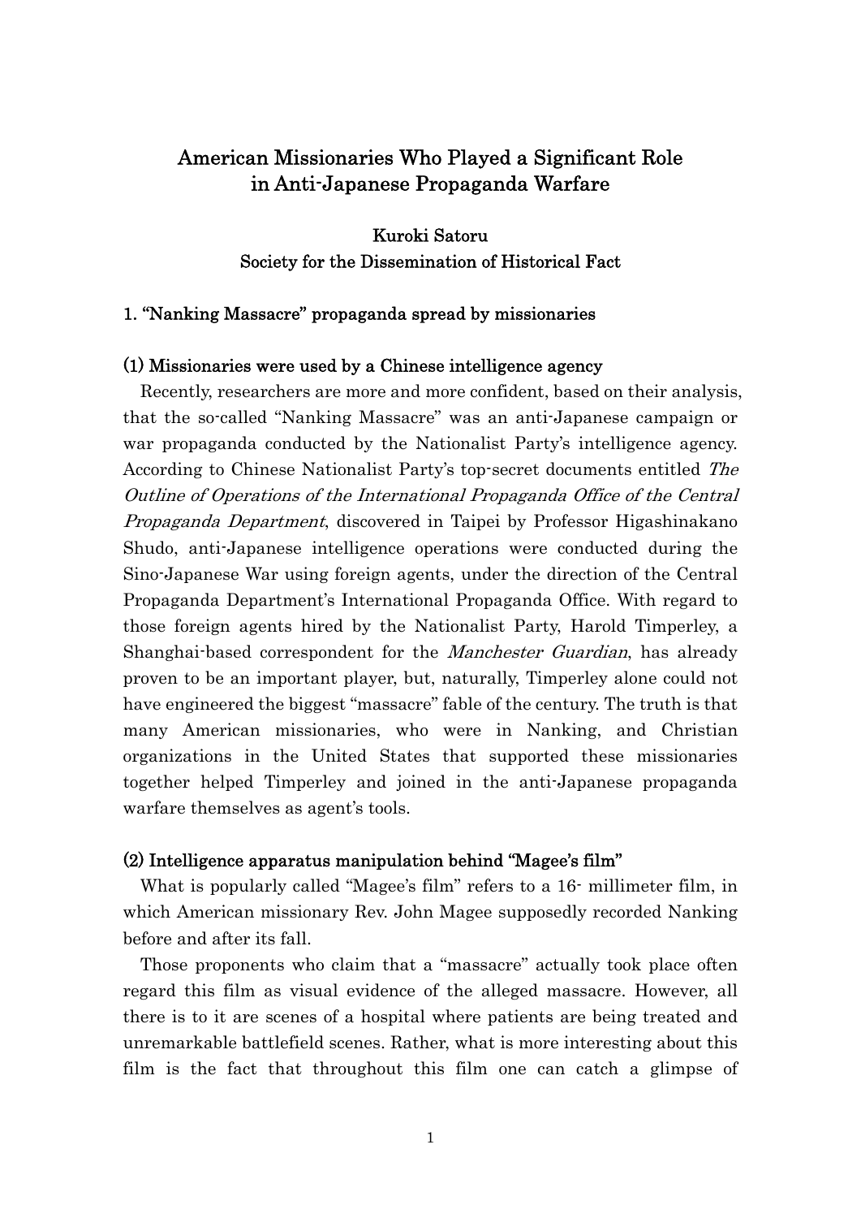# American Missionaries Who Played a Significant Role in Anti-Japanese Propaganda Warfare

**Kuroki Satoru**
**Society for the Dissemination of Historical Fact**

## 1. "Nanking Massacre" propaganda spread by missionaries

### (1) Missionaries were used by a Chinese intelligence agency

Recently, researchers are more and more confident, based on their analysis, that the so-called "Nanking Massacre" was an anti-Japanese campaign or war propaganda conducted by the Nationalist Party's intelligence agency. According to Chinese Nationalist Party's top-secret documents entitled *The Outline of Operations of the International Propaganda Office of the Central Propaganda Department*, discovered in Taipei by Professor Higashinakano Shudo, anti-Japanese intelligence operations were conducted during the Sino-Japanese War using foreign agents, under the direction of the Central Propaganda Department's International Propaganda Office. With regard to those foreign agents hired by the Nationalist Party, Harold Timperley, a Shanghai-based correspondent for the *Manchester Guardian*, has already proven to be an important player, but, naturally, Timperley alone could not have engineered the biggest "massacre" fable of the century. The truth is that many American missionaries, who were in Nanking, and Christian organizations in the United States that supported these missionaries together helped Timperley and joined in the anti-Japanese propaganda warfare themselves as agent's tools.

### (2) Intelligence apparatus manipulation behind "Magee's film"

What is popularly called "Magee's film" refers to a 16- millimeter film, in which American missionary Rev. John Magee supposedly recorded Nanking before and after its fall.

Those proponents who claim that a "massacre" actually took place often regard this film as visual evidence of the alleged massacre. However, all there is to it are scenes of a hospital where patients are being treated and unremarkable battlefield scenes. Rather, what is more interesting about this film is the fact that throughout this film one can catch a glimpse of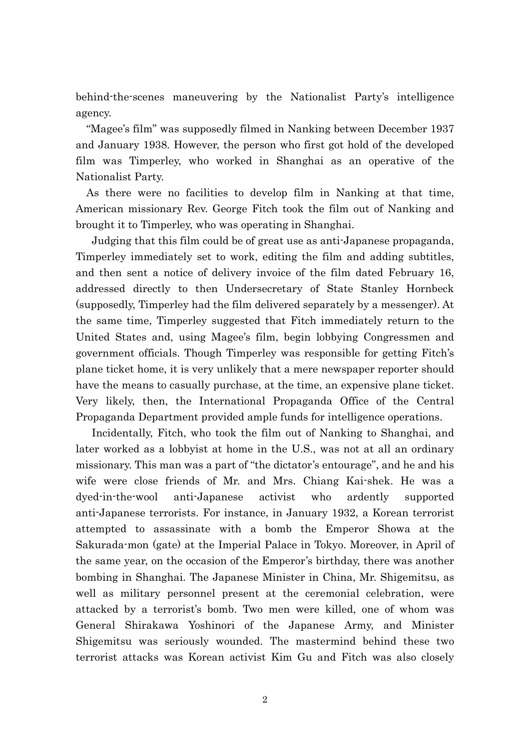behind-the-scenes maneuvering by the Nationalist Party's intelligence agency.

"Magee's film" was supposedly filmed in Nanking between December 1937 and January 1938. However, the person who first got hold of the developed film was Timperley, who worked in Shanghai as an operative of the Nationalist Party.

As there were no facilities to develop film in Nanking at that time, American missionary Rev. George Fitch took the film out of Nanking and brought it to Timperley, who was operating in Shanghai.

Judging that this film could be of great use as anti-Japanese propaganda, Timperley immediately set to work, editing the film and adding subtitles, and then sent a notice of delivery invoice of the film dated February 16, addressed directly to then Undersecretary of State Stanley Hornbeck (supposedly, Timperley had the film delivered separately by a messenger). At the same time, Timperley suggested that Fitch immediately return to the United States and, using Magee's film, begin lobbying Congressmen and government officials. Though Timperley was responsible for getting Fitch's plane ticket home, it is very unlikely that a mere newspaper reporter should have the means to casually purchase, at the time, an expensive plane ticket. Very likely, then, the International Propaganda Office of the Central Propaganda Department provided ample funds for intelligence operations.

Incidentally, Fitch, who took the film out of Nanking to Shanghai, and later worked as a lobbyist at home in the U.S., was not at all an ordinary missionary. This man was a part of "the dictator's entourage", and he and his wife were close friends of Mr. and Mrs. Chiang Kai-shek. He was a dyed-in-the-wool anti-Japanese activist who ardently supported anti-Japanese terrorists. For instance, in January 1932, a Korean terrorist attempted to assassinate with a bomb the Emperor Showa at the Sakurada-mon (gate) at the Imperial Palace in Tokyo. Moreover, in April of the same year, on the occasion of the Emperor's birthday, there was another bombing in Shanghai. The Japanese Minister in China, Mr. Shigemitsu, as well as military personnel present at the ceremonial celebration, were attacked by a terrorist's bomb. Two men were killed, one of whom was General Shirakawa Yoshinori of the Japanese Army, and Minister Shigemitsu was seriously wounded. The mastermind behind these two terrorist attacks was Korean activist Kim Gu and Fitch was also closely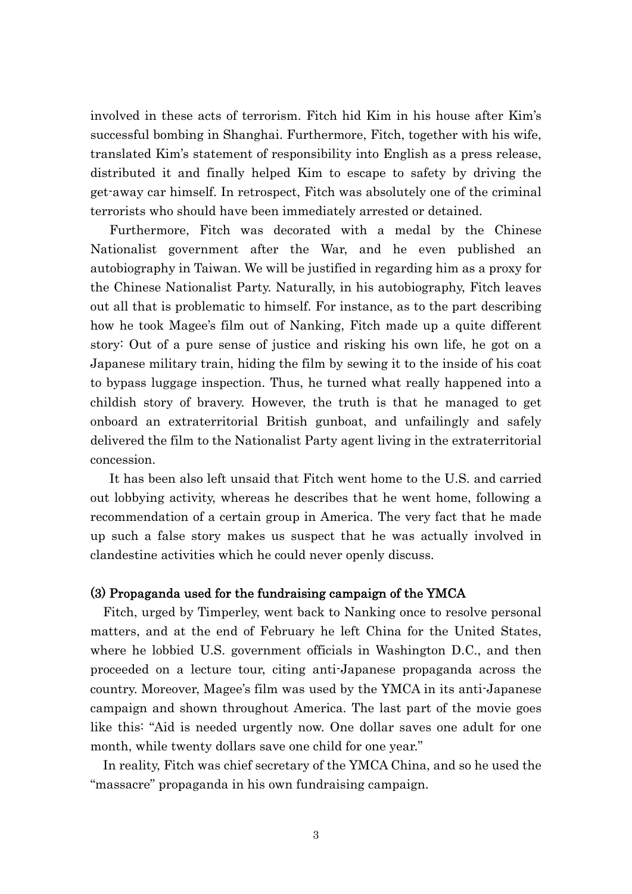involved in these acts of terrorism. Fitch hid Kim in his house after Kim's successful bombing in Shanghai. Furthermore, Fitch, together with his wife, translated Kim's statement of responsibility into English as a press release, distributed it and finally helped Kim to escape to safety by driving the get-away car himself. In retrospect, Fitch was absolutely one of the criminal terrorists who should have been immediately arrested or detained.

Furthermore, Fitch was decorated with a medal by the Chinese Nationalist government after the War, and he even published an autobiography in Taiwan. We will be justified in regarding him as a proxy for the Chinese Nationalist Party. Naturally, in his autobiography, Fitch leaves out all that is problematic to himself. For instance, as to the part describing how he took Magee's film out of Nanking, Fitch made up a quite different story: Out of a pure sense of justice and risking his own life, he got on a Japanese military train, hiding the film by sewing it to the inside of his coat to bypass luggage inspection. Thus, he turned what really happened into a childish story of bravery. However, the truth is that he managed to get onboard an extraterritorial British gunboat, and unfailingly and safely delivered the film to the Nationalist Party agent living in the extraterritorial concession.

It has been also left unsaid that Fitch went home to the U.S. and carried out lobbying activity, whereas he describes that he went home, following a recommendation of a certain group in America. The very fact that he made up such a false story makes us suspect that he was actually involved in clandestine activities which he could never openly discuss.

### (3) Propaganda used for the fundraising campaign of the YMCA

Fitch, urged by Timperley, went back to Nanking once to resolve personal matters, and at the end of February he left China for the United States, where he lobbied U.S. government officials in Washington D.C., and then proceeded on a lecture tour, citing anti-Japanese propaganda across the country. Moreover, Magee's film was used by the YMCA in its anti-Japanese campaign and shown throughout America. The last part of the movie goes like this: "Aid is needed urgently now. One dollar saves one adult for one month, while twenty dollars save one child for one year."

In reality, Fitch was chief secretary of the YMCA China, and so he used the "massacre" propaganda in his own fundraising campaign.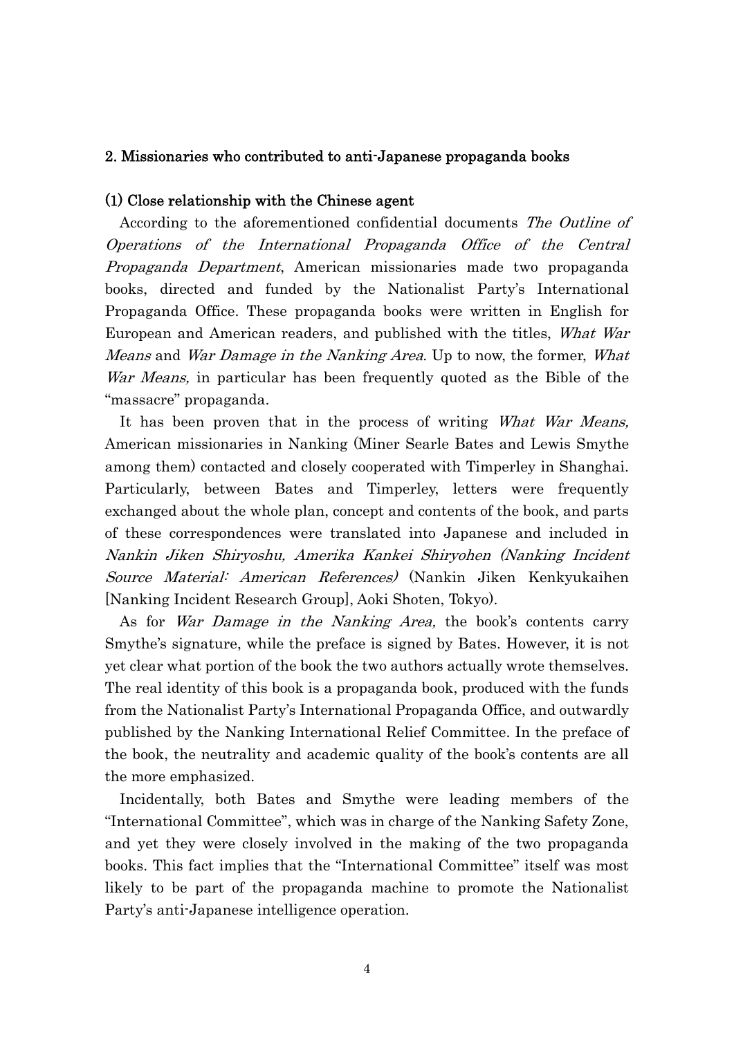## 2. Missionaries who contributed to anti-Japanese propaganda books

### (1) Close relationship with the Chinese agent

According to the aforementioned confidential documents *The Outline of Operations of the International Propaganda Office of the Central Propaganda Department*, American missionaries made two propaganda books, directed and funded by the Nationalist Party's International Propaganda Office. These propaganda books were written in English for European and American readers, and published with the titles, *What War Means* and *War Damage in the Nanking Area*. Up to now, the former, *What War Means,* in particular has been frequently quoted as the Bible of the "massacre" propaganda.

It has been proven that in the process of writing *What War Means,* American missionaries in Nanking (Miner Searle Bates and Lewis Smythe among them) contacted and closely cooperated with Timperley in Shanghai. Particularly, between Bates and Timperley, letters were frequently exchanged about the whole plan, concept and contents of the book, and parts of these correspondences were translated into Japanese and included in *Nankin Jiken Shiryoshu, Amerika Kankei Shiryohen (Nanking Incident Source Material: American References)* (Nankin Jiken Kenkyukaihen [Nanking Incident Research Group], Aoki Shoten, Tokyo).

As for *War Damage in the Nanking Area,* the book's contents carry Smythe's signature, while the preface is signed by Bates. However, it is not yet clear what portion of the book the two authors actually wrote themselves. The real identity of this book is a propaganda book, produced with the funds from the Nationalist Party's International Propaganda Office, and outwardly published by the Nanking International Relief Committee. In the preface of the book, the neutrality and academic quality of the book's contents are all the more emphasized.

Incidentally, both Bates and Smythe were leading members of the "International Committee", which was in charge of the Nanking Safety Zone, and yet they were closely involved in the making of the two propaganda books. This fact implies that the "International Committee" itself was most likely to be part of the propaganda machine to promote the Nationalist Party's anti-Japanese intelligence operation.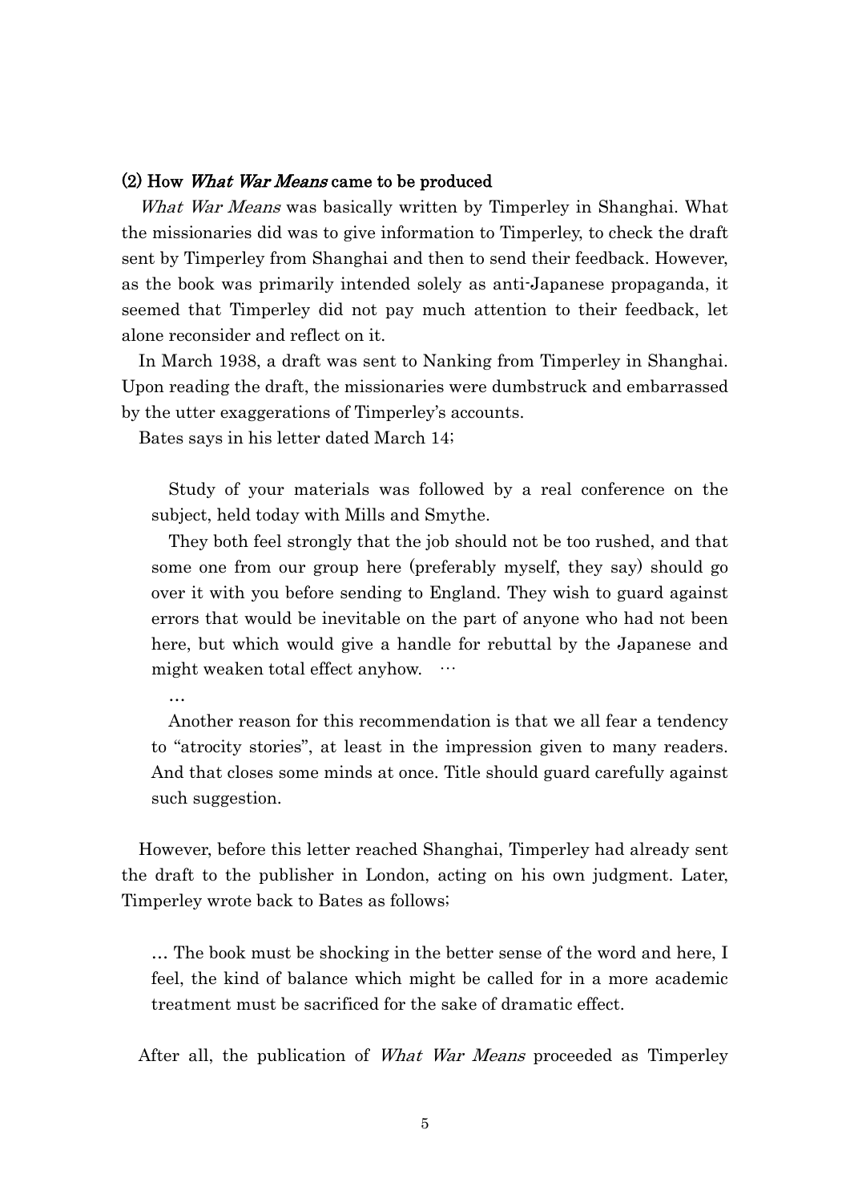### (2) How *What War Means* came to be produced

*What War Means* was basically written by Timperley in Shanghai. What the missionaries did was to give information to Timperley, to check the draft sent by Timperley from Shanghai and then to send their feedback. However, as the book was primarily intended solely as anti-Japanese propaganda, it seemed that Timperley did not pay much attention to their feedback, let alone reconsider and reflect on it.

In March 1938, a draft was sent to Nanking from Timperley in Shanghai. Upon reading the draft, the missionaries were dumbstruck and embarrassed by the utter exaggerations of Timperley's accounts.

Bates says in his letter dated March 14;

> Study of your materials was followed by a real conference on the subject, held today with Mills and Smythe.
>
> They both feel strongly that the job should not be too rushed, and that some one from our group here (preferably myself, they say) should go over it with you before sending to England. They wish to guard against errors that would be inevitable on the part of anyone who had not been here, but which would give a handle for rebuttal by the Japanese and might weaken total effect anyhow. …
>
> …
>
> Another reason for this recommendation is that we all fear a tendency to "atrocity stories", at least in the impression given to many readers. And that closes some minds at once. Title should guard carefully against such suggestion.

However, before this letter reached Shanghai, Timperley had already sent the draft to the publisher in London, acting on his own judgment. Later, Timperley wrote back to Bates as follows;

> … The book must be shocking in the better sense of the word and here, I feel, the kind of balance which might be called for in a more academic treatment must be sacrificed for the sake of dramatic effect.

After all, the publication of *What War Means* proceeded as Timperley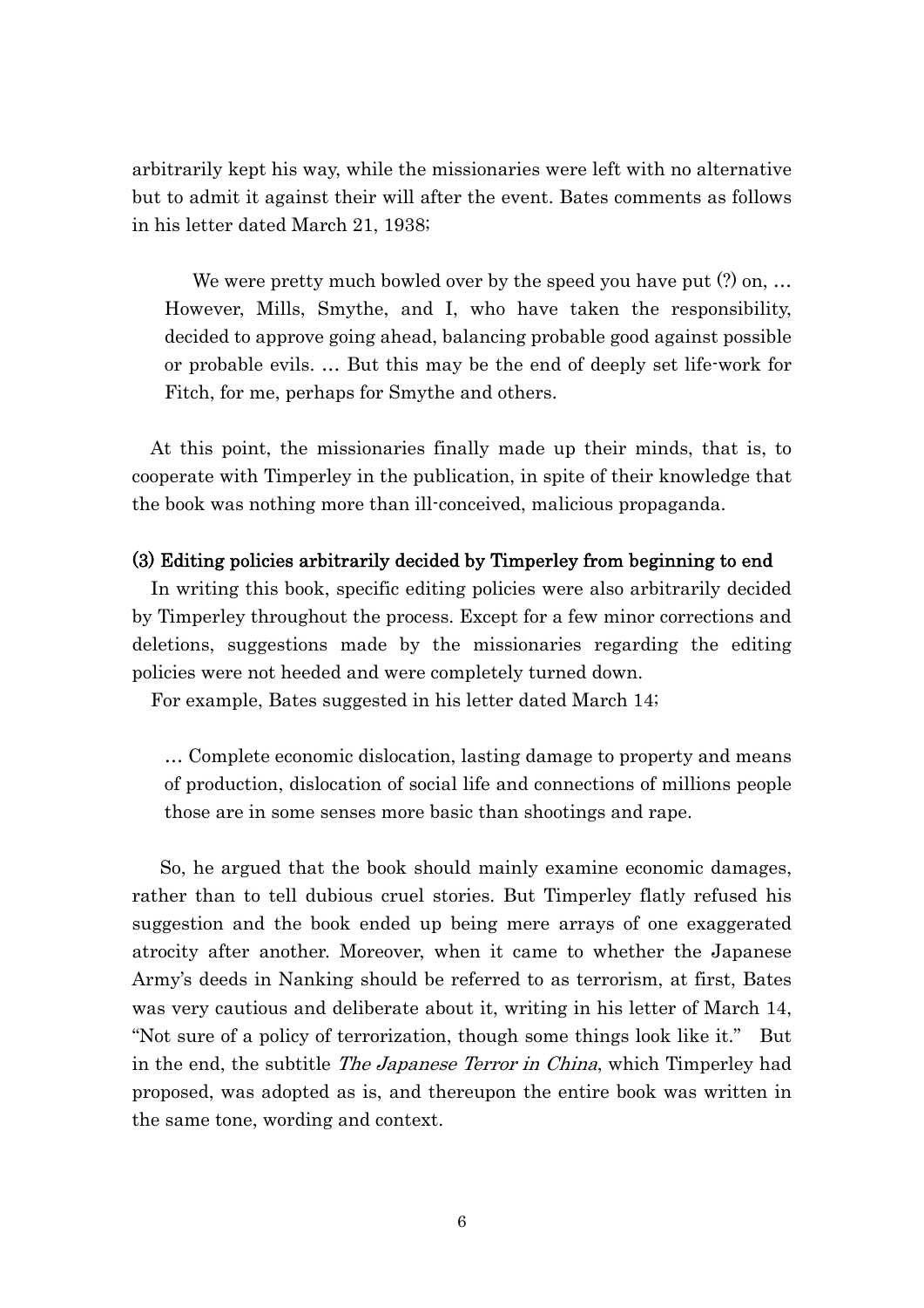arbitrarily kept his way, while the missionaries were left with no alternative but to admit it against their will after the event. Bates comments as follows in his letter dated March 21, 1938;

> We were pretty much bowled over by the speed you have put (?) on, … However, Mills, Smythe, and I, who have taken the responsibility, decided to approve going ahead, balancing probable good against possible or probable evils. … But this may be the end of deeply set life-work for Fitch, for me, perhaps for Smythe and others.

At this point, the missionaries finally made up their minds, that is, to cooperate with Timperley in the publication, in spite of their knowledge that the book was nothing more than ill-conceived, malicious propaganda.

### (3) Editing policies arbitrarily decided by Timperley from beginning to end

In writing this book, specific editing policies were also arbitrarily decided by Timperley throughout the process. Except for a few minor corrections and deletions, suggestions made by the missionaries regarding the editing policies were not heeded and were completely turned down.

For example, Bates suggested in his letter dated March 14;

> … Complete economic dislocation, lasting damage to property and means of production, dislocation of social life and connections of millions people those are in some senses more basic than shootings and rape.

So, he argued that the book should mainly examine economic damages, rather than to tell dubious cruel stories. But Timperley flatly refused his suggestion and the book ended up being mere arrays of one exaggerated atrocity after another. Moreover, when it came to whether the Japanese Army's deeds in Nanking should be referred to as terrorism, at first, Bates was very cautious and deliberate about it, writing in his letter of March 14, "Not sure of a policy of terrorization, though some things look like it." But in the end, the subtitle *The Japanese Terror in China*, which Timperley had proposed, was adopted as is, and thereupon the entire book was written in the same tone, wording and context.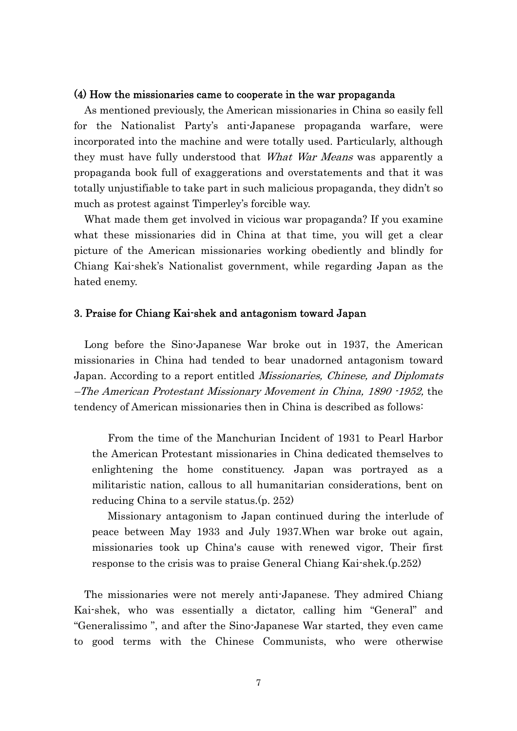### (4) How the missionaries came to cooperate in the war propaganda

As mentioned previously, the American missionaries in China so easily fell for the Nationalist Party's anti-Japanese propaganda warfare, were incorporated into the machine and were totally used. Particularly, although they must have fully understood that *What War Means* was apparently a propaganda book full of exaggerations and overstatements and that it was totally unjustifiable to take part in such malicious propaganda, they didn't so much as protest against Timperley's forcible way.

What made them get involved in vicious war propaganda? If you examine what these missionaries did in China at that time, you will get a clear picture of the American missionaries working obediently and blindly for Chiang Kai-shek's Nationalist government, while regarding Japan as the hated enemy.

## 3. Praise for Chiang Kai-shek and antagonism toward Japan

Long before the Sino-Japanese War broke out in 1937, the American missionaries in China had tended to bear unadorned antagonism toward Japan. According to a report entitled *Missionaries, Chinese, and Diplomats –The American Protestant Missionary Movement in China, 1890 -1952,* the tendency of American missionaries then in China is described as follows:

> From the time of the Manchurian Incident of 1931 to Pearl Harbor the American Protestant missionaries in China dedicated themselves to enlightening the home constituency. Japan was portrayed as a militaristic nation, callous to all humanitarian considerations, bent on reducing China to a servile status.(p. 252)
>
> Missionary antagonism to Japan continued during the interlude of peace between May 1933 and July 1937.When war broke out again, missionaries took up China's cause with renewed vigor. Their first response to the crisis was to praise General Chiang Kai-shek.(p.252)

The missionaries were not merely anti-Japanese. They admired Chiang Kai-shek, who was essentially a dictator, calling him "General" and "Generalissimo ", and after the Sino-Japanese War started, they even came to good terms with the Chinese Communists, who were otherwise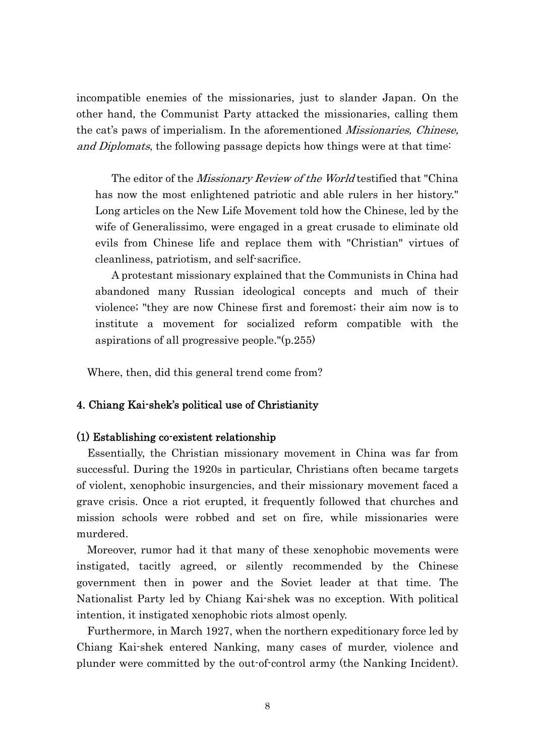incompatible enemies of the missionaries, just to slander Japan. On the other hand, the Communist Party attacked the missionaries, calling them the cat's paws of imperialism. In the aforementioned *Missionaries, Chinese, and Diplomats*, the following passage depicts how things were at that time:

> The editor of the *Missionary Review of the World* testified that "China has now the most enlightened patriotic and able rulers in her history." Long articles on the New Life Movement told how the Chinese, led by the wife of Generalissimo, were engaged in a great crusade to eliminate old evils from Chinese life and replace them with "Christian" virtues of cleanliness, patriotism, and self-sacrifice.
>
> A protestant missionary explained that the Communists in China had abandoned many Russian ideological concepts and much of their violence; "they are now Chinese first and foremost; their aim now is to institute a movement for socialized reform compatible with the aspirations of all progressive people."(p.255)

Where, then, did this general trend come from?

### 4. Chiang Kai-shek's political use of Christianity

#### (1) Establishing co-existent relationship

Essentially, the Christian missionary movement in China was far from successful. During the 1920s in particular, Christians often became targets of violent, xenophobic insurgencies, and their missionary movement faced a grave crisis. Once a riot erupted, it frequently followed that churches and mission schools were robbed and set on fire, while missionaries were murdered.

Moreover, rumor had it that many of these xenophobic movements were instigated, tacitly agreed, or silently recommended by the Chinese government then in power and the Soviet leader at that time. The Nationalist Party led by Chiang Kai-shek was no exception. With political intention, it instigated xenophobic riots almost openly.

Furthermore, in March 1927, when the northern expeditionary force led by Chiang Kai-shek entered Nanking, many cases of murder, violence and plunder were committed by the out-of-control army (the Nanking Incident).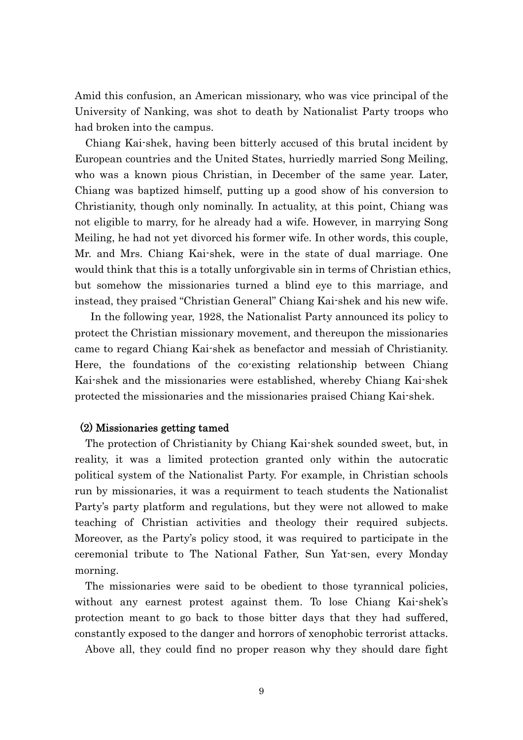Amid this confusion, an American missionary, who was vice principal of the University of Nanking, was shot to death by Nationalist Party troops who had broken into the campus.

Chiang Kai-shek, having been bitterly accused of this brutal incident by European countries and the United States, hurriedly married Song Meiling, who was a known pious Christian, in December of the same year. Later, Chiang was baptized himself, putting up a good show of his conversion to Christianity, though only nominally. In actuality, at this point, Chiang was not eligible to marry, for he already had a wife. However, in marrying Song Meiling, he had not yet divorced his former wife. In other words, this couple, Mr. and Mrs. Chiang Kai-shek, were in the state of dual marriage. One would think that this is a totally unforgivable sin in terms of Christian ethics, but somehow the missionaries turned a blind eye to this marriage, and instead, they praised "Christian General" Chiang Kai-shek and his new wife.

In the following year, 1928, the Nationalist Party announced its policy to protect the Christian missionary movement, and thereupon the missionaries came to regard Chiang Kai-shek as benefactor and messiah of Christianity. Here, the foundations of the co-existing relationship between Chiang Kai-shek and the missionaries were established, whereby Chiang Kai-shek protected the missionaries and the missionaries praised Chiang Kai-shek.

### (2) Missionaries getting tamed

The protection of Christianity by Chiang Kai-shek sounded sweet, but, in reality, it was a limited protection granted only within the autocratic political system of the Nationalist Party. For example, in Christian schools run by missionaries, it was a requirment to teach students the Nationalist Party's party platform and regulations, but they were not allowed to make teaching of Christian activities and theology their required subjects. Moreover, as the Party's policy stood, it was required to participate in the ceremonial tribute to The National Father, Sun Yat-sen, every Monday morning.

The missionaries were said to be obedient to those tyrannical policies, without any earnest protest against them. To lose Chiang Kai-shek's protection meant to go back to those bitter days that they had suffered, constantly exposed to the danger and horrors of xenophobic terrorist attacks.

Above all, they could find no proper reason why they should dare fight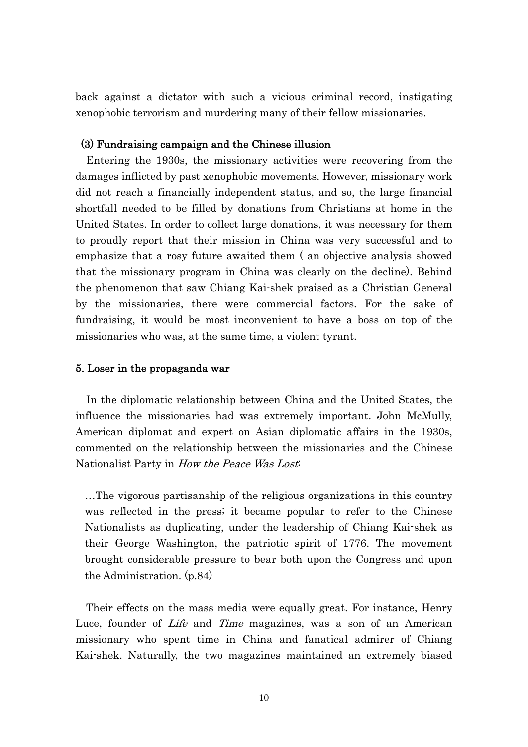back against a dictator with such a vicious criminal record, instigating xenophobic terrorism and murdering many of their fellow missionaries.

### (3) Fundraising campaign and the Chinese illusion

Entering the 1930s, the missionary activities were recovering from the damages inflicted by past xenophobic movements. However, missionary work did not reach a financially independent status, and so, the large financial shortfall needed to be filled by donations from Christians at home in the United States. In order to collect large donations, it was necessary for them to proudly report that their mission in China was very successful and to emphasize that a rosy future awaited them ( an objective analysis showed that the missionary program in China was clearly on the decline). Behind the phenomenon that saw Chiang Kai-shek praised as a Christian General by the missionaries, there were commercial factors. For the sake of fundraising, it would be most inconvenient to have a boss on top of the missionaries who was, at the same time, a violent tyrant.

## 5. Loser in the propaganda war

In the diplomatic relationship between China and the United States, the influence the missionaries had was extremely important. John McMully, American diplomat and expert on Asian diplomatic affairs in the 1930s, commented on the relationship between the missionaries and the Chinese Nationalist Party in *How the Peace Was Lost*:

> …The vigorous partisanship of the religious organizations in this country was reflected in the press; it became popular to refer to the Chinese Nationalists as duplicating, under the leadership of Chiang Kai-shek as their George Washington, the patriotic spirit of 1776. The movement brought considerable pressure to bear both upon the Congress and upon the Administration. (p.84)

Their effects on the mass media were equally great. For instance, Henry Luce, founder of *Life* and *Time* magazines, was a son of an American missionary who spent time in China and fanatical admirer of Chiang Kai-shek. Naturally, the two magazines maintained an extremely biased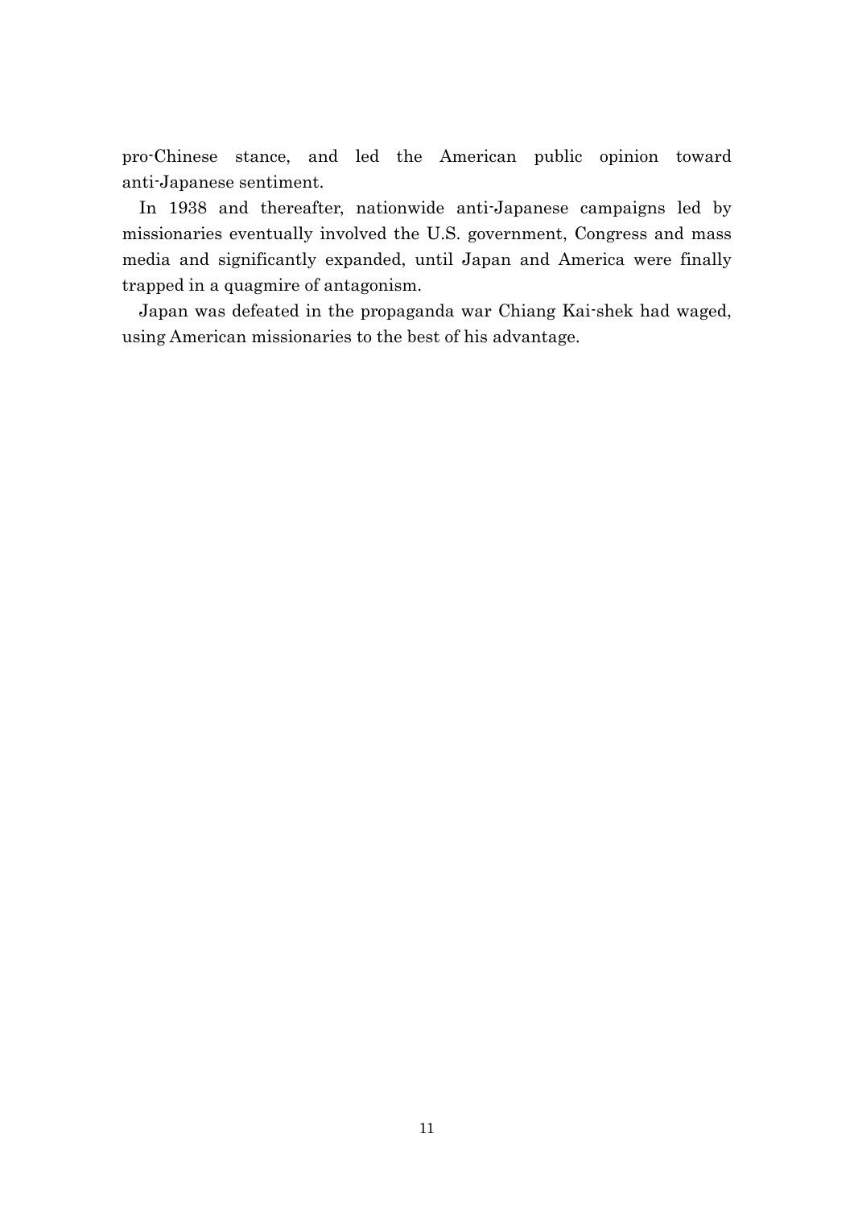pro-Chinese stance, and led the American public opinion toward anti-Japanese sentiment.

In 1938 and thereafter, nationwide anti-Japanese campaigns led by missionaries eventually involved the U.S. government, Congress and mass media and significantly expanded, until Japan and America were finally trapped in a quagmire of antagonism.

Japan was defeated in the propaganda war Chiang Kai-shek had waged, using American missionaries to the best of his advantage.